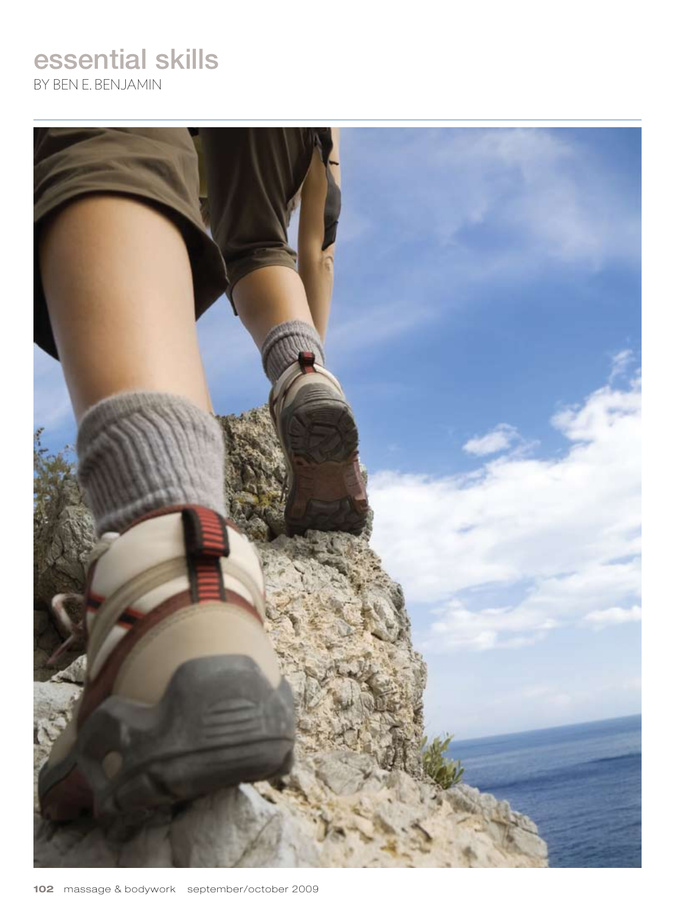# essential skills

BY BEN E. BENJAMIN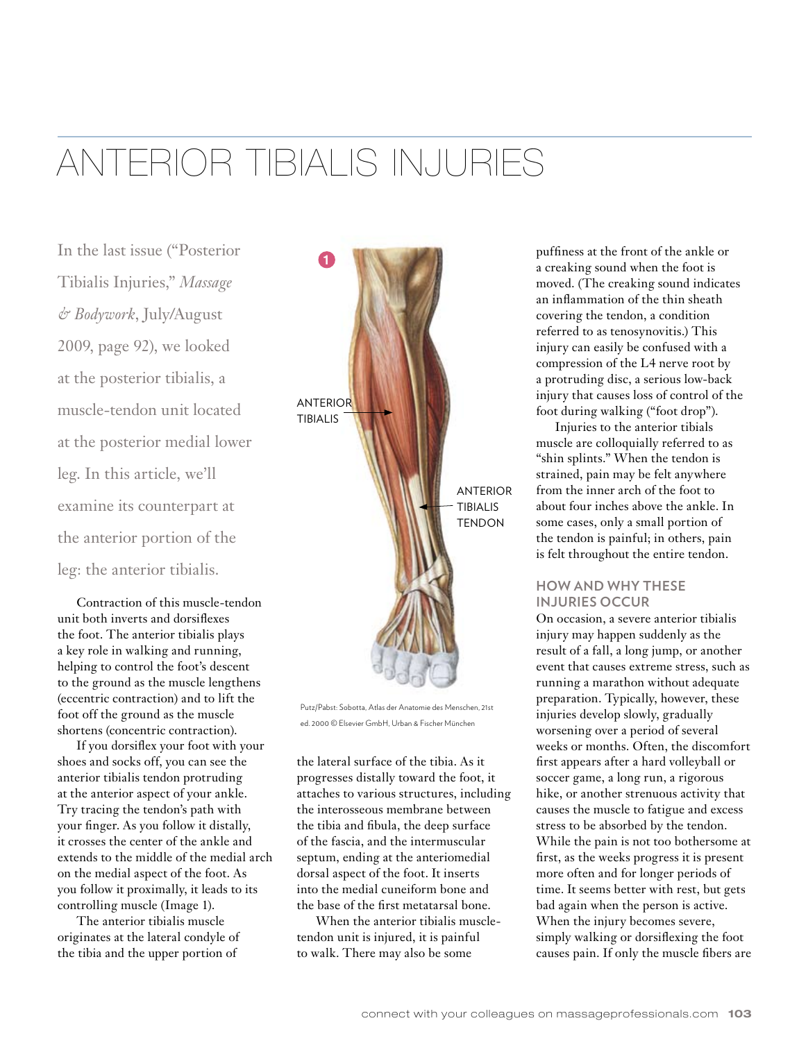# ANTERIOR TIBIALIS INJURIES

In the last issue ("Posterior Tibialis Injuries," *Massage & Bodywork*, July/August 2009, page 92), we looked at the posterior tibialis, a muscle-tendon unit located at the posterior medial lower leg. In this article, we'll examine its counterpart at the anterior portion of the leg: the anterior tibialis.

Contraction of this muscle-tendon unit both inverts and dorsiflexes the foot. The anterior tibialis plays a key role in walking and running, helping to control the foot's descent to the ground as the muscle lengthens (eccentric contraction) and to lift the foot off the ground as the muscle shortens (concentric contraction).

If you dorsiflex your foot with your shoes and socks off, you can see the anterior tibialis tendon protruding at the anterior aspect of your ankle. Try tracing the tendon's path with your finger. As you follow it distally, it crosses the center of the ankle and extends to the middle of the medial arch on the medial aspect of the foot. As you follow it proximally, it leads to its controlling muscle (Image 1).

The anterior tibialis muscle originates at the lateral condyle of the tibia and the upper portion of the lateral surface of the tibia. As it progresses distally toward the foot, it attaches to various structures, including the interosseous membrane between the tibia and fibula, the deep surface of the fascia, and the intermuscular septum, ending at the anteriomedial dorsal aspect of the foot. It inserts into the medial cuneiform bone and the base of the first metatarsal bone.

1

ANTERIOR TIBIALIS

ANTERIOR TIBIALIS TENDON

Putz/Pabst: Sobotta, Atlas der Anatomie des Menschen, 21st ed. 2000 © Elsevier GmbH, Urban & Fischer München

When the anterior tibialis muscle-tendon unit is injured, it is painful to walk. There may also be some puffiness at the front of the ankle or a creaking sound when the foot is moved. (The creaking sound indicates an inflammation of the thin sheath covering the tendon, a condition referred to as tenosynovitis.) This injury can easily be confused with a compression of the L4 nerve root by a protruding disc, a serious low-back injury that causes loss of control of the foot during walking ("foot drop").

Injuries to the anterior tibials muscle are colloquially referred to as "shin splints." When the tendon is strained, pain may be felt anywhere from the inner arch of the foot to about four inches above the ankle. In some cases, only a small portion of the tendon is painful; in others, pain is felt throughout the entire tendon.

## HOW AND WHY THESE INJURIES OCCUR

On occasion, a severe anterior tibialis injury may happen suddenly as the result of a fall, a long jump, or another event that causes extreme stress, such as running a marathon without adequate preparation. Typically, however, these injuries develop slowly, gradually worsening over a period of several weeks or months. Often, the discomfort first appears after a hard volleyball or soccer game, a long run, a rigorous hike, or another strenuous activity that causes the muscle to fatigue and excess stress to be absorbed by the tendon. While the pain is not too bothersome at first, as the weeks progress it is present more often and for longer periods of time. It seems better with rest, but gets bad again when the person is active. When the injury becomes severe, simply walking or dorsiflexing the foot causes pain. If only the muscle fibers are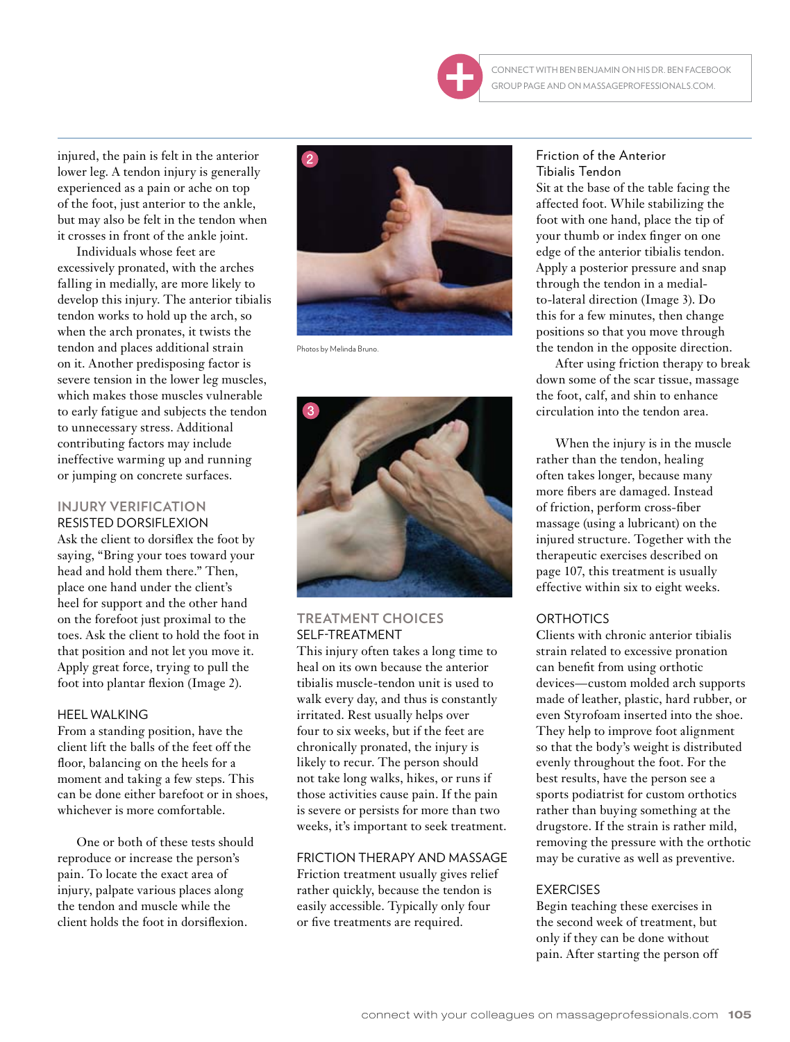injured, the pain is felt in the anterior lower leg. A tendon injury is generally experienced as a pain or ache on top of the foot, just anterior to the ankle, but may also be felt in the tendon when it crosses in front of the ankle joint.

Individuals whose feet are excessively pronated, with the arches falling in medially, are more likely to develop this injury. The anterior tibialis tendon works to hold up the arch, so when the arch pronates, it twists the tendon and places additional strain on it. Another predisposing factor is severe tension in the lower leg muscles, which makes those muscles vulnerable to early fatigue and subjects the tendon to unnecessary stress. Additional contributing factors may include ineffective warming up and running or jumping on concrete surfaces.

## INJURY VERIFICATION

### RESISTED DORSIFLEXION

Ask the client to dorsiflex the foot by saying, "Bring your toes toward your head and hold them there." Then, place one hand under the client's heel for support and the other hand on the forefoot just proximal to the toes. Ask the client to hold the foot in that position and not let you move it. Apply great force, trying to pull the foot into plantar flexion (Image 2).

### HEEL WALKING

From a standing position, have the client lift the balls of the feet off the floor, balancing on the heels for a moment and taking a few steps. This can be done either barefoot or in shoes, whichever is more comfortable.

One or both of these tests should reproduce or increase the person's pain. To locate the exact area of injury, palpate various places along the tendon and muscle while the client holds the foot in dorsiflexion.

Photos by Melinda Bruno.

## TREATMENT CHOICES

### SELF-TREATMENT

This injury often takes a long time to heal on its own because the anterior tibialis muscle-tendon unit is used to walk every day, and thus is constantly irritated. Rest usually helps over four to six weeks, but if the feet are chronically pronated, the injury is likely to recur. The person should not take long walks, hikes, or runs if those activities cause pain. If the pain is severe or persists for more than two weeks, it's important to seek treatment.

### FRICTION THERAPY AND MASSAGE

Friction treatment usually gives relief rather quickly, because the tendon is easily accessible. Typically only four or five treatments are required.

#### Friction of the Anterior Tibialis Tendon

Sit at the base of the table facing the affected foot. While stabilizing the foot with one hand, place the tip of your thumb or index finger on one edge of the anterior tibialis tendon. Apply a posterior pressure and snap through the tendon in a medial-to-lateral direction (Image 3). Do this for a few minutes, then change positions so that you move through the tendon in the opposite direction.

After using friction therapy to break down some of the scar tissue, massage the foot, calf, and shin to enhance circulation into the tendon area.

When the injury is in the muscle rather than the tendon, healing often takes longer, because many more fibers are damaged. Instead of friction, perform cross-fiber massage (using a lubricant) on the injured structure. Together with the therapeutic exercises described on page 107, this treatment is usually effective within six to eight weeks.

### ORTHOTICS

Clients with chronic anterior tibialis strain related to excessive pronation can benefit from using orthotic devices—custom molded arch supports made of leather, plastic, hard rubber, or even Styrofoam inserted into the shoe. They help to improve foot alignment so that the body's weight is distributed evenly throughout the foot. For the best results, have the person see a sports podiatrist for custom orthotics rather than buying something at the drugstore. If the strain is rather mild, removing the pressure with the orthotic may be curative as well as preventive.

### EXERCISES

Begin teaching these exercises in the second week of treatment, but only if they can be done without pain. After starting the person off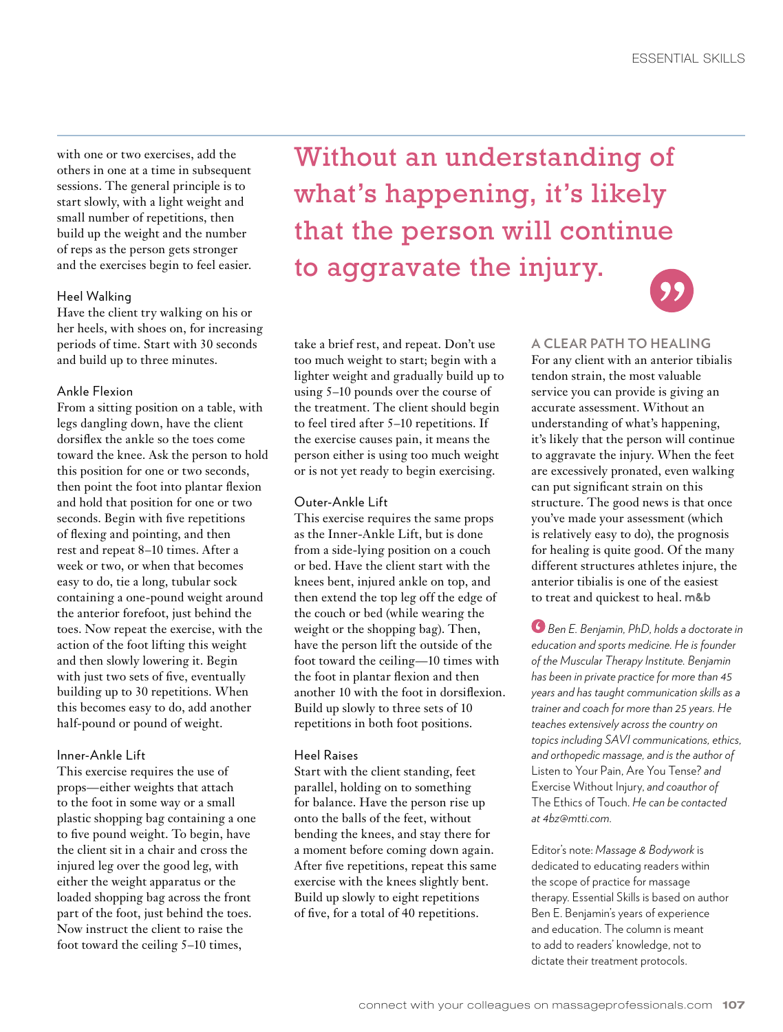with one or two exercises, add the others in one at a time in subsequent sessions. The general principle is to start slowly, with a light weight and small number of repetitions, then build up the weight and the number of reps as the person gets stronger and the exercises begin to feel easier.

### Heel Walking

Have the client try walking on his or her heels, with shoes on, for increasing periods of time. Start with 30 seconds and build up to three minutes.

### Ankle Flexion

From a sitting position on a table, with legs dangling down, have the client dorsiflex the ankle so the toes come toward the knee. Ask the person to hold this position for one or two seconds, then point the foot into plantar flexion and hold that position for one or two seconds. Begin with five repetitions of flexing and pointing, and then rest and repeat 8–10 times. After a week or two, or when that becomes easy to do, tie a long, tubular sock containing a one-pound weight around the anterior forefoot, just behind the toes. Now repeat the exercise, with the action of the foot lifting this weight and then slowly lowering it. Begin with just two sets of five, eventually building up to 30 repetitions. When this becomes easy to do, add another half-pound or pound of weight.

### Inner-Ankle Lift

This exercise requires the use of props—either weights that attach to the foot in some way or a small plastic shopping bag containing a one to five pound weight. To begin, have the client sit in a chair and cross the injured leg over the good leg, with either the weight apparatus or the loaded shopping bag across the front part of the foot, just behind the toes. Now instruct the client to raise the foot toward the ceiling 5–10 times, take a brief rest, and repeat. Don't use too much weight to start; begin with a lighter weight and gradually build up to using 5–10 pounds over the course of the treatment. The client should begin to feel tired after 5–10 repetitions. If the exercise causes pain, it means the person either is using too much weight or is not yet ready to begin exercising.

### Outer-Ankle Lift

This exercise requires the same props as the Inner-Ankle Lift, but is done from a side-lying position on a couch or bed. Have the client start with the knees bent, injured ankle on top, and then extend the top leg off the edge of the couch or bed (while wearing the weight or the shopping bag). Then, have the person lift the outside of the foot toward the ceiling—10 times with the foot in plantar flexion and then another 10 with the foot in dorsiflexion. Build up slowly to three sets of 10 repetitions in both foot positions.

### Heel Raises

Start with the client standing, feet parallel, holding on to something for balance. Have the person rise up onto the balls of the feet, without bending the knees, and stay there for a moment before coming down again. After five repetitions, repeat this same exercise with the knees slightly bent. Build up slowly to eight repetitions of five, for a total of 40 repetitions.

> Without an understanding of what's happening, it's likely that the person will continue to aggravate the injury.

## A CLEAR PATH TO HEALING

For any client with an anterior tibialis tendon strain, the most valuable service you can provide is giving an accurate assessment. Without an understanding of what's happening, it's likely that the person will continue to aggravate the injury. When the feet are excessively pronated, even walking can put significant strain on this structure. The good news is that once you've made your assessment (which is relatively easy to do), the prognosis for healing is quite good. Of the many different structures athletes injure, the anterior tibialis is one of the easiest to treat and quickest to heal. **m&b**

*Ben E. Benjamin, PhD, holds a doctorate in education and sports medicine. He is founder of the Muscular Therapy Institute. Benjamin has been in private practice for more than 45 years and has taught communication skills as a trainer and coach for more than 25 years. He teaches extensively across the country on topics including SAVI communications, ethics, and orthopedic massage, and is the author of* Listen to Your Pain, Are You Tense? *and* Exercise Without Injury, *and coauthor of* The Ethics of Touch. *He can be contacted at 4bz@mtti.com.*

Editor's note: *Massage & Bodywork* is dedicated to educating readers within the scope of practice for massage therapy. Essential Skills is based on author Ben E. Benjamin's years of experience and education. The column is meant to add to readers' knowledge, not to dictate their treatment protocols.